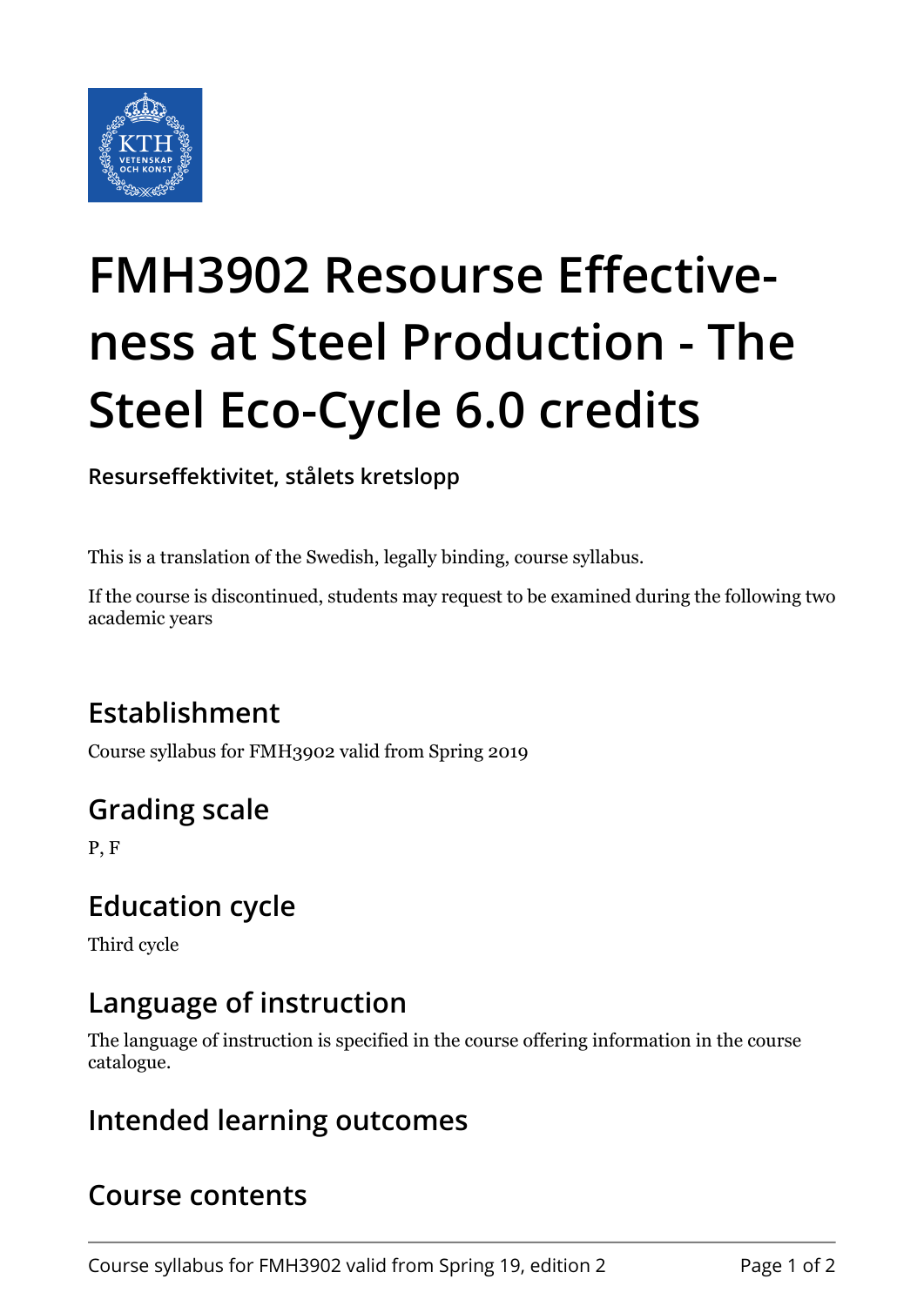# FMH3902 Resourse Effectiveness at Steel Production - The Steel Eco-Cycle 6.0 credits

**Resurseffektivitet, stålets kretslopp**

This is a translation of the Swedish, legally binding, course syllabus.

If the course is discontinued, students may request to be examined during the following two academic years

## Establishment

Course syllabus for FMH3902 valid from Spring 2019

## Grading scale

P, F

## Education cycle

Third cycle

## Language of instruction

The language of instruction is specified in the course offering information in the course catalogue.

## Intended learning outcomes

## Course contents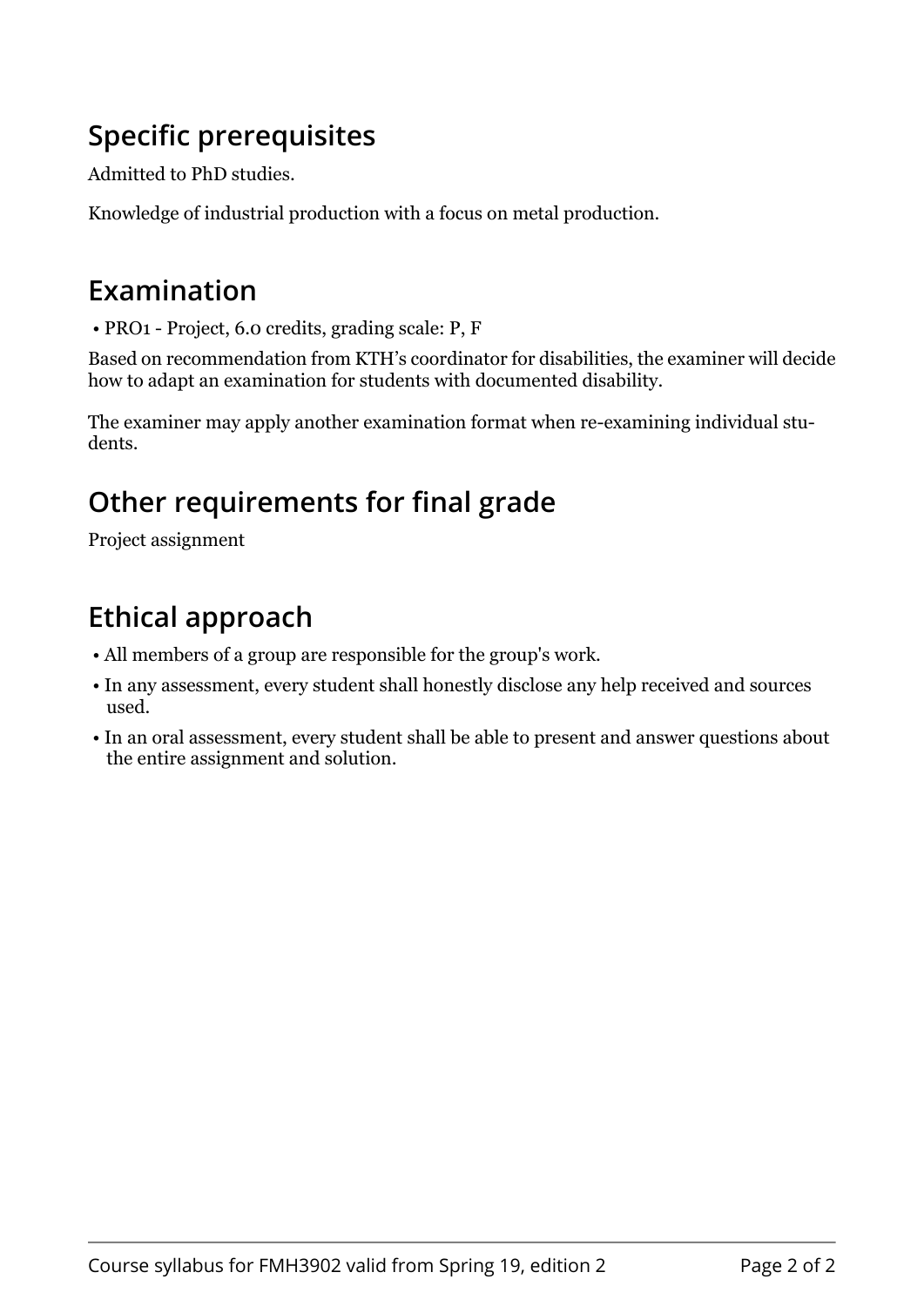## Specific prerequisites

Admitted to PhD studies.

Knowledge of industrial production with a focus on metal production.

## Examination

- PRO1 - Project, 6.0 credits, grading scale: P, F

Based on recommendation from KTH's coordinator for disabilities, the examiner will decide how to adapt an examination for students with documented disability.

The examiner may apply another examination format when re-examining individual students.

## Other requirements for final grade

Project assignment

## Ethical approach

- All members of a group are responsible for the group's work.
- In any assessment, every student shall honestly disclose any help received and sources used.
- In an oral assessment, every student shall be able to present and answer questions about the entire assignment and solution.